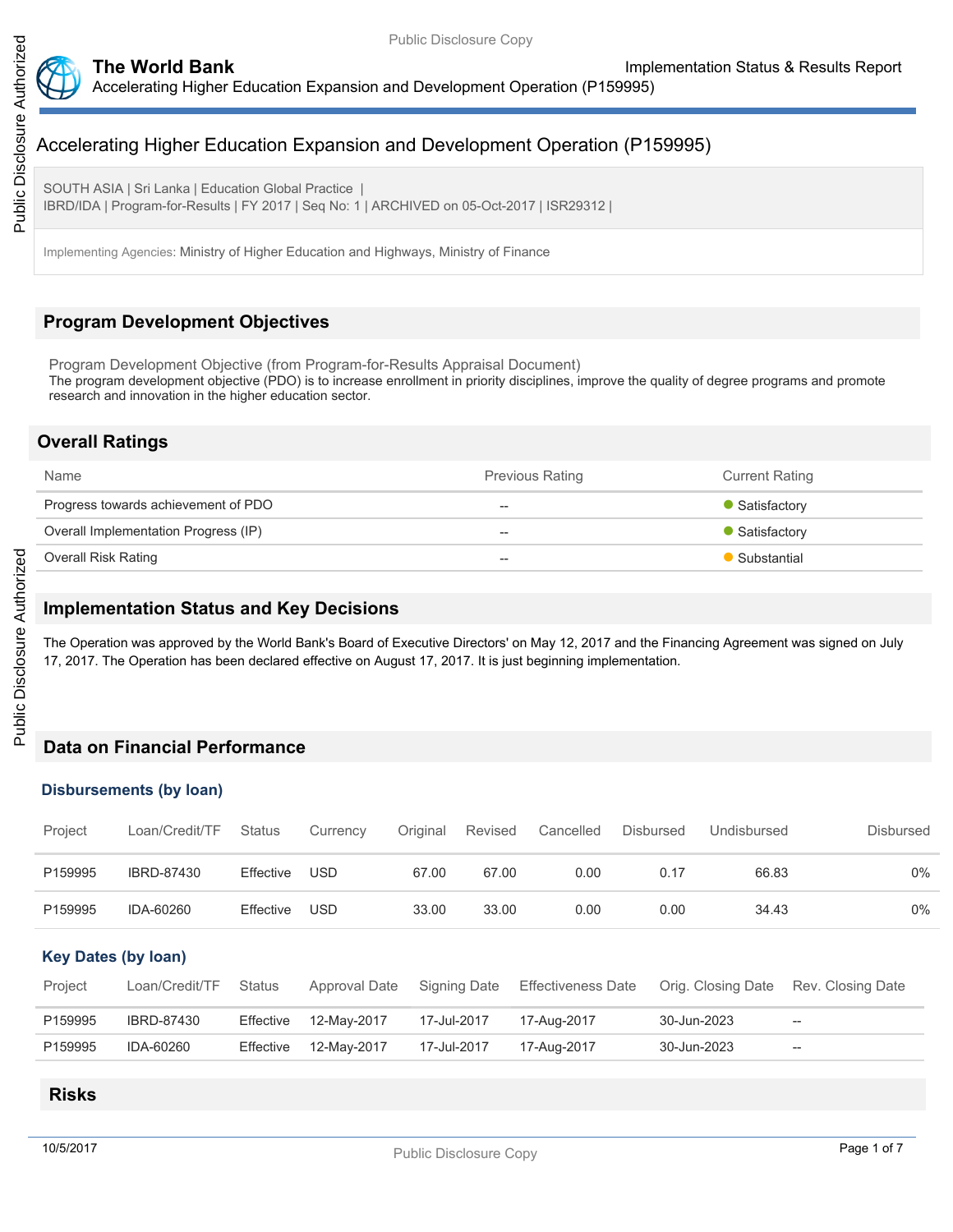# Accelerating Higher Education Expansion and Development Operation (P159995)

SOUTH ASIA | Sri Lanka | Education Global Practice |
IBRD/IDA | Program-for-Results | FY 2017 | Seq No: 1 | ARCHIVED on 05-Oct-2017 | ISR29312 |

Implementing Agencies: Ministry of Higher Education and Highways, Ministry of Finance

## Program Development Objectives

Program Development Objective (from Program-for-Results Appraisal Document)
The program development objective (PDO) is to increase enrollment in priority disciplines, improve the quality of degree programs and promote research and innovation in the higher education sector.

## Overall Ratings

| Name | Previous Rating | Current Rating |
|---|---|---|
| Progress towards achievement of PDO | -- | Satisfactory |
| Overall Implementation Progress (IP) | -- | Satisfactory |
| Overall Risk Rating | -- | Substantial |

## Implementation Status and Key Decisions

The Operation was approved by the World Bank's Board of Executive Directors' on May 12, 2017 and the Financing Agreement was signed on July 17, 2017. The Operation has been declared effective on August 17, 2017. It is just beginning implementation.

## Data on Financial Performance

### Disbursements (by loan)

| Project | Loan/Credit/TF | Status | Currency | Original | Revised | Cancelled | Disbursed | Undisbursed | Disbursed |
|---|---|---|---|---|---|---|---|---|---|
| P159995 | IBRD-87430 | Effective | USD | 67.00 | 67.00 | 0.00 | 0.17 | 66.83 | 0% |
| P159995 | IDA-60260 | Effective | USD | 33.00 | 33.00 | 0.00 | 0.00 | 34.43 | 0% |

### Key Dates (by loan)

| Project | Loan/Credit/TF | Status | Approval Date | Signing Date | Effectiveness Date | Orig. Closing Date | Rev. Closing Date |
|---|---|---|---|---|---|---|---|
| P159995 | IBRD-87430 | Effective | 12-May-2017 | 17-Jul-2017 | 17-Aug-2017 | 30-Jun-2023 | -- |
| P159995 | IDA-60260 | Effective | 12-May-2017 | 17-Jul-2017 | 17-Aug-2017 | 30-Jun-2023 | -- |

## Risks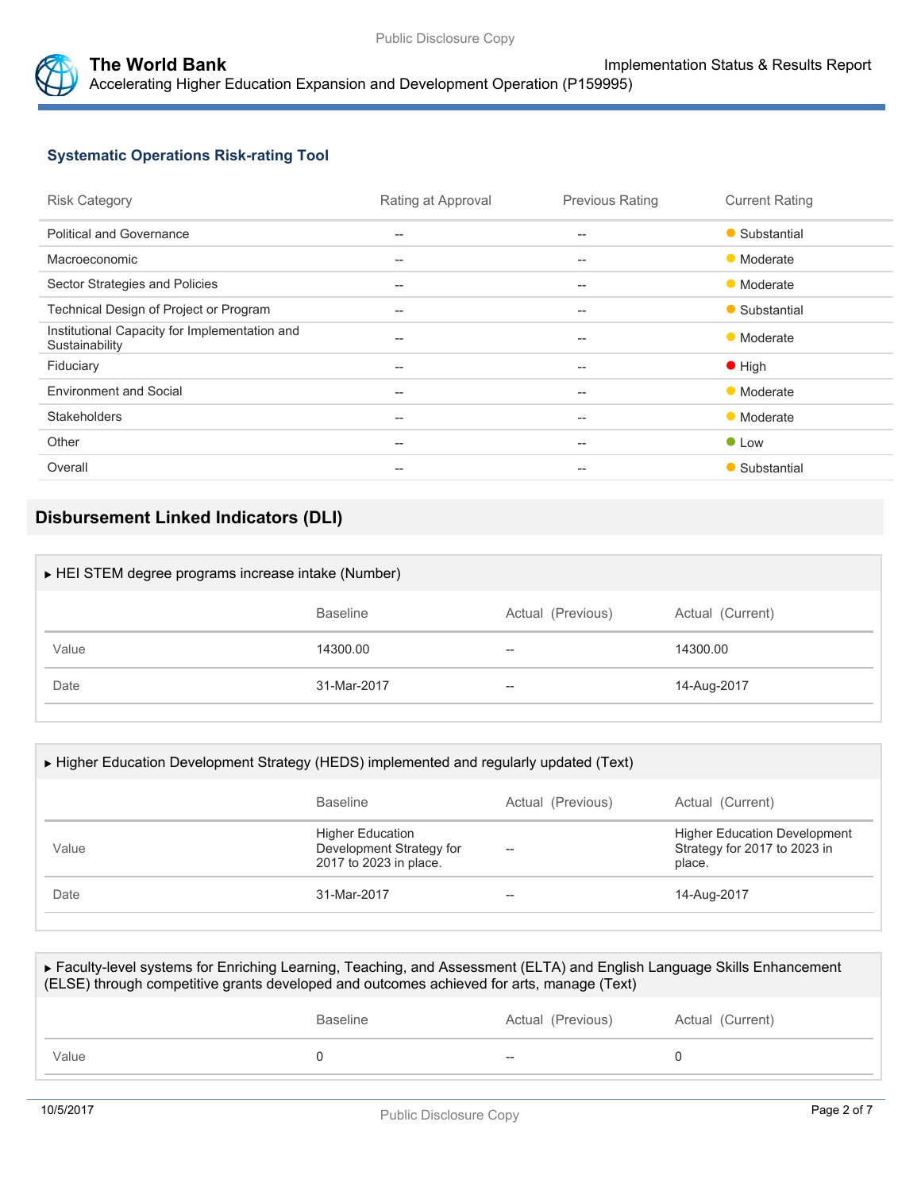### Systematic Operations Risk-rating Tool

| Risk Category | Rating at Approval | Previous Rating | Current Rating |
|---|---|---|---|
| Political and Governance | -- | -- | Substantial |
| Macroeconomic | -- | -- | Moderate |
| Sector Strategies and Policies | -- | -- | Moderate |
| Technical Design of Project or Program | -- | -- | Substantial |
| Institutional Capacity for Implementation and Sustainability | -- | -- | Moderate |
| Fiduciary | -- | -- | High |
| Environment and Social | -- | -- | Moderate |
| Stakeholders | -- | -- | Moderate |
| Other | -- | -- | Low |
| Overall | -- | -- | Substantial |

## Disbursement Linked Indicators (DLI)

▶ HEI STEM degree programs increase intake (Number)

| | Baseline | Actual (Previous) | Actual (Current) |
|---|---|---|---|
| Value | 14300.00 | -- | 14300.00 |
| Date | 31-Mar-2017 | -- | 14-Aug-2017 |

▶ Higher Education Development Strategy (HEDS) implemented and regularly updated (Text)

| | Baseline | Actual (Previous) | Actual (Current) |
|---|---|---|---|
| Value | Higher Education Development Strategy for 2017 to 2023 in place. | -- | Higher Education Development Strategy for 2017 to 2023 in place. |
| Date | 31-Mar-2017 | -- | 14-Aug-2017 |

▶ Faculty-level systems for Enriching Learning, Teaching, and Assessment (ELTA) and English Language Skills Enhancement (ELSE) through competitive grants developed and outcomes achieved for arts, manage (Text)

| | Baseline | Actual (Previous) | Actual (Current) |
|---|---|---|---|
| Value | 0 | -- | 0 |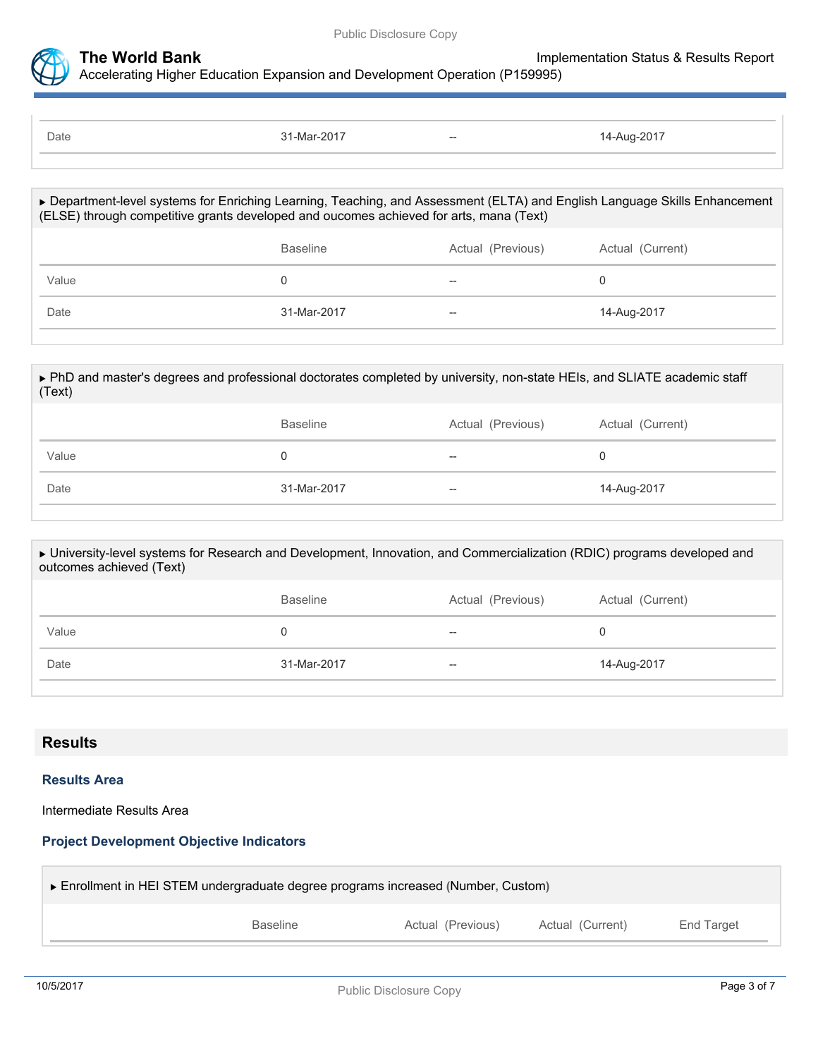| | | | |
|---|---|---|---|
| Date | 31-Mar-2017 | -- | 14-Aug-2017 |

▸ Department-level systems for Enriching Learning, Teaching, and Assessment (ELTA) and English Language Skills Enhancement (ELSE) through competitive grants developed and oucomes achieved for arts, mana (Text)

| | Baseline | Actual (Previous) | Actual (Current) |
|---|---|---|---|
| Value | 0 | -- | 0 |
| Date | 31-Mar-2017 | -- | 14-Aug-2017 |

▸ PhD and master's degrees and professional doctorates completed by university, non-state HEIs, and SLIATE academic staff (Text)

| | Baseline | Actual (Previous) | Actual (Current) |
|---|---|---|---|
| Value | 0 | -- | 0 |
| Date | 31-Mar-2017 | -- | 14-Aug-2017 |

▸ University-level systems for Research and Development, Innovation, and Commercialization (RDIC) programs developed and outcomes achieved (Text)

| | Baseline | Actual (Previous) | Actual (Current) |
|---|---|---|---|
| Value | 0 | -- | 0 |
| Date | 31-Mar-2017 | -- | 14-Aug-2017 |

## Results

### Results Area

Intermediate Results Area

### Project Development Objective Indicators

▸ Enrollment in HEI STEM undergraduate degree programs increased (Number, Custom)

| | Baseline | Actual (Previous) | Actual (Current) | End Target |
|---|---|---|---|---|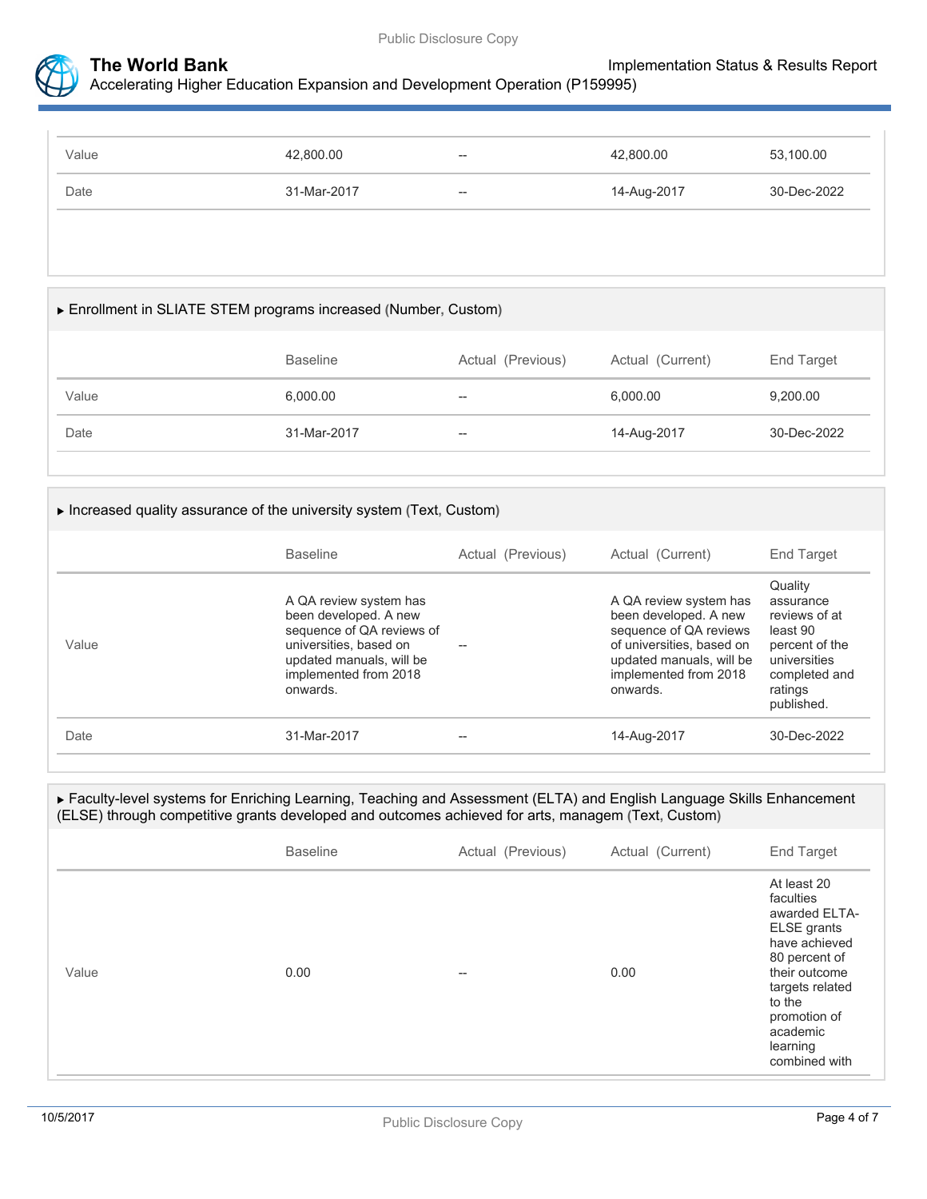| | Baseline | Actual (Previous) | Actual (Current) | End Target |
|---|---|---|---|---|
| Value | 42,800.00 | -- | 42,800.00 | 53,100.00 |
| Date | 31-Mar-2017 | -- | 14-Aug-2017 | 30-Dec-2022 |

▶ Enrollment in SLIATE STEM programs increased (Number, Custom)

| | Baseline | Actual (Previous) | Actual (Current) | End Target |
|---|---|---|---|---|
| Value | 6,000.00 | -- | 6,000.00 | 9,200.00 |
| Date | 31-Mar-2017 | -- | 14-Aug-2017 | 30-Dec-2022 |

▶ Increased quality assurance of the university system (Text, Custom)

| | Baseline | Actual (Previous) | Actual (Current) | End Target |
|---|---|---|---|---|
| Value | A QA review system has been developed. A new sequence of QA reviews of universities, based on updated manuals, will be implemented from 2018 onwards. | -- | A QA review system has been developed. A new sequence of QA reviews of universities, based on updated manuals, will be implemented from 2018 onwards. | Quality assurance reviews of at least 90 percent of the universities completed and ratings published. |
| Date | 31-Mar-2017 | -- | 14-Aug-2017 | 30-Dec-2022 |

▶ Faculty-level systems for Enriching Learning, Teaching and Assessment (ELTA) and English Language Skills Enhancement (ELSE) through competitive grants developed and outcomes achieved for arts, managem (Text, Custom)

| | Baseline | Actual (Previous) | Actual (Current) | End Target |
|---|---|---|---|---|
| Value | 0.00 | -- | 0.00 | At least 20 faculties awarded ELTA-ELSE grants have achieved 80 percent of their outcome targets related to the promotion of academic learning combined with |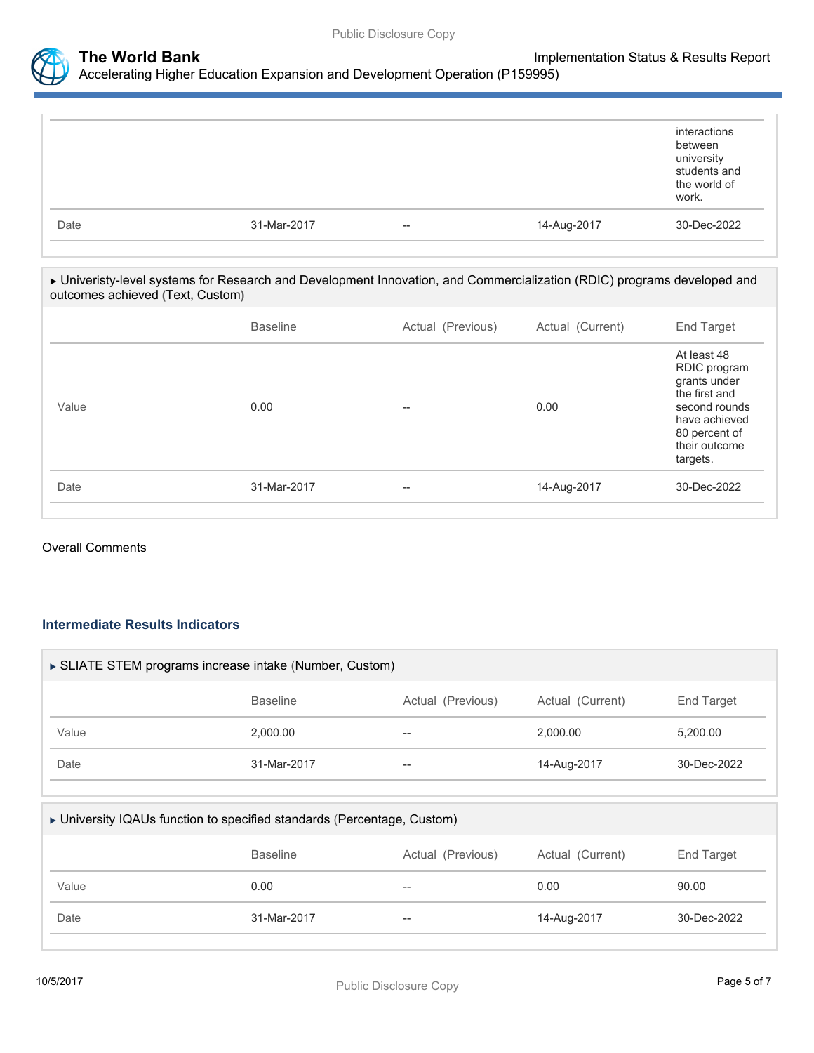| | | | | |
|---|---|---|---|---|
| | | | | interactions between university students and the world of work. |
| Date | 31-Mar-2017 | -- | 14-Aug-2017 | 30-Dec-2022 |

▶ Univeristy-level systems for Research and Development Innovation, and Commercialization (RDIC) programs developed and outcomes achieved (Text, Custom)

| | Baseline | Actual (Previous) | Actual (Current) | End Target |
|---|---|---|---|---|
| Value | 0.00 | -- | 0.00 | At least 48 RDIC program grants under the first and second rounds have achieved 80 percent of their outcome targets. |
| Date | 31-Mar-2017 | -- | 14-Aug-2017 | 30-Dec-2022 |

Overall Comments

### Intermediate Results Indicators

▶ SLIATE STEM programs increase intake (Number, Custom)

| | Baseline | Actual (Previous) | Actual (Current) | End Target |
|---|---|---|---|---|
| Value | 2,000.00 | -- | 2,000.00 | 5,200.00 |
| Date | 31-Mar-2017 | -- | 14-Aug-2017 | 30-Dec-2022 |

▶ University IQAUs function to specified standards (Percentage, Custom)

| | Baseline | Actual (Previous) | Actual (Current) | End Target |
|---|---|---|---|---|
| Value | 0.00 | -- | 0.00 | 90.00 |
| Date | 31-Mar-2017 | -- | 14-Aug-2017 | 30-Dec-2022 |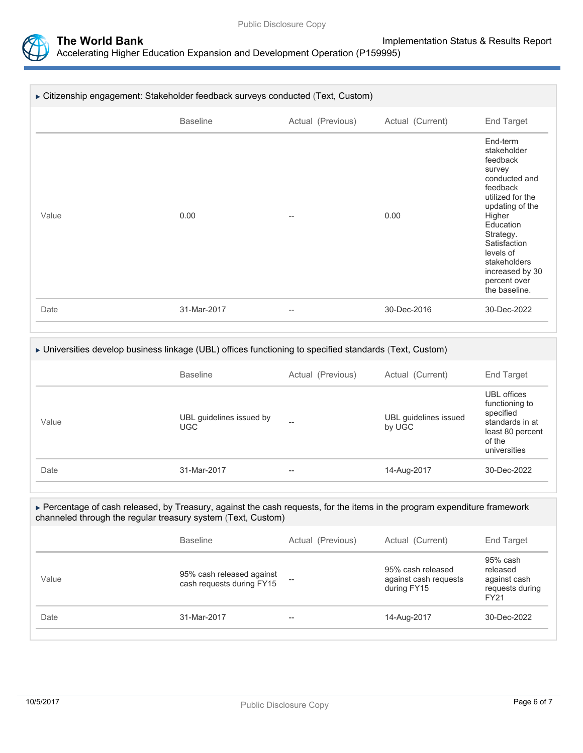### ▸ Citizenship engagement: Stakeholder feedback surveys conducted (Text, Custom)

| | Baseline | Actual (Previous) | Actual (Current) | End Target |
|---|---|---|---|---|
| Value | 0.00 | -- | 0.00 | End-term stakeholder feedback survey conducted and feedback utilized for the updating of the Higher Education Strategy. Satisfaction levels of stakeholders increased by 30 percent over the baseline. |
| Date | 31-Mar-2017 | -- | 30-Dec-2016 | 30-Dec-2022 |

### ▸ Universities develop business linkage (UBL) offices functioning to specified standards (Text, Custom)

| | Baseline | Actual (Previous) | Actual (Current) | End Target |
|---|---|---|---|---|
| Value | UBL guidelines issued by UGC | -- | UBL guidelines issued by UGC | UBL offices functioning to specified standards in at least 80 percent of the universities |
| Date | 31-Mar-2017 | -- | 14-Aug-2017 | 30-Dec-2022 |

### ▸ Percentage of cash released, by Treasury, against the cash requests, for the items in the program expenditure framework channeled through the regular treasury system (Text, Custom)

| | Baseline | Actual (Previous) | Actual (Current) | End Target |
|---|---|---|---|---|
| Value | 95% cash released against cash requests during FY15 | -- | 95% cash released against cash requests during FY15 | 95% cash released against cash requests during FY21 |
| Date | 31-Mar-2017 | -- | 14-Aug-2017 | 30-Dec-2022 |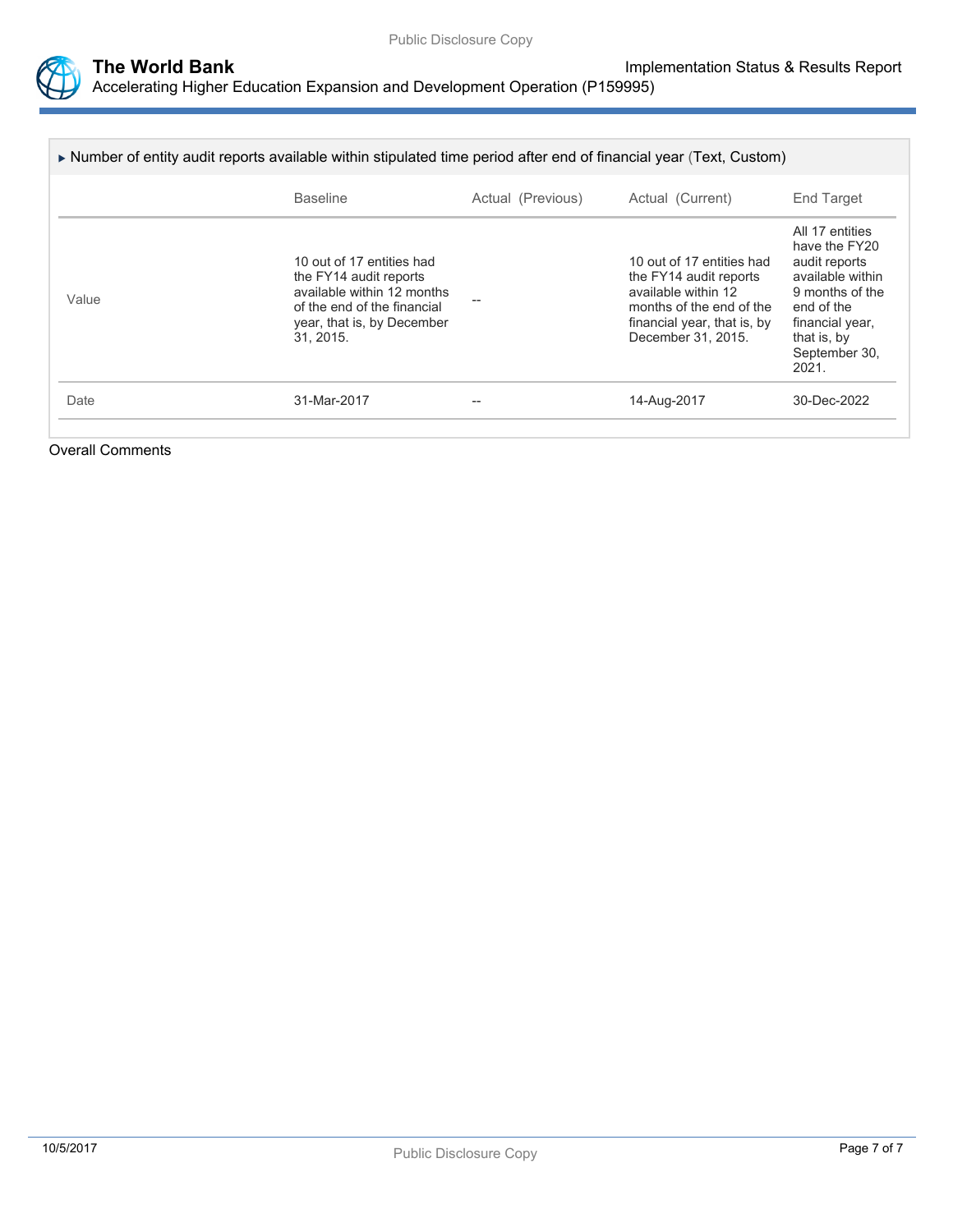▸ Number of entity audit reports available within stipulated time period after end of financial year (Text, Custom)

| | Baseline | Actual (Previous) | Actual (Current) | End Target |
|---|---|---|---|---|
| Value | 10 out of 17 entities had the FY14 audit reports available within 12 months of the end of the financial year, that is, by December 31, 2015. | -- | 10 out of 17 entities had the FY14 audit reports available within 12 months of the end of the financial year, that is, by December 31, 2015. | All 17 entities have the FY20 audit reports available within 9 months of the end of the financial year, that is, by September 30, 2021. |
| Date | 31-Mar-2017 | -- | 14-Aug-2017 | 30-Dec-2022 |

Overall Comments